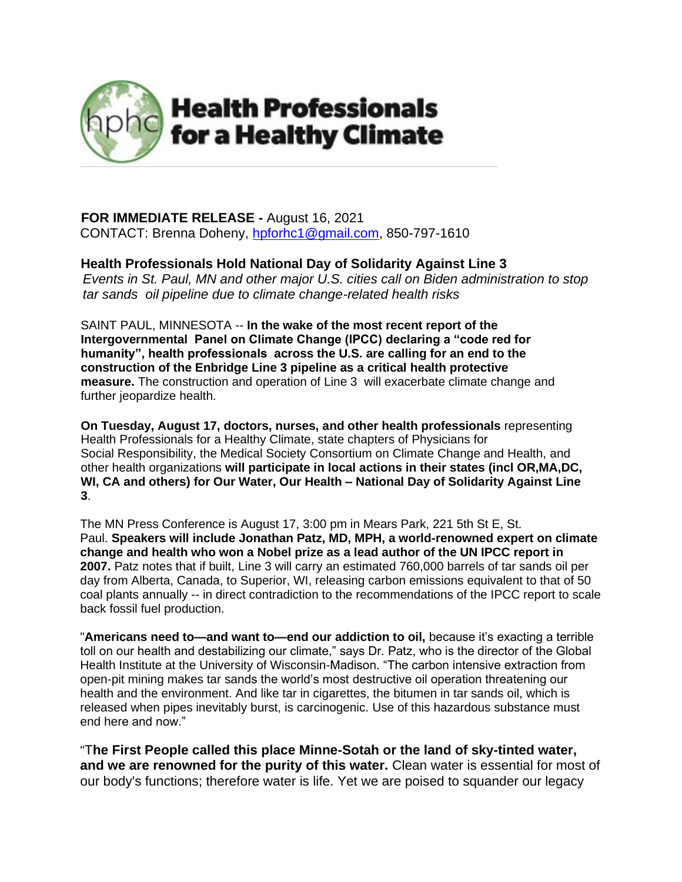# Health Professionals for a Healthy Climate

**FOR IMMEDIATE RELEASE -** August 16, 2021
CONTACT: Brenna Doheny, hpforhc1@gmail.com, 850-797-1610

## Health Professionals Hold National Day of Solidarity Against Line 3

*Events in St. Paul, MN and other major U.S. cities call on Biden administration to stop tar sands oil pipeline due to climate change-related health risks*

SAINT PAUL, MINNESOTA -- **In the wake of the most recent report of the Intergovernmental Panel on Climate Change (IPCC) declaring a "code red for humanity", health professionals across the U.S. are calling for an end to the construction of the Enbridge Line 3 pipeline as a critical health protective measure.** The construction and operation of Line 3 will exacerbate climate change and further jeopardize health.

**On Tuesday, August 17, doctors, nurses, and other health professionals** representing Health Professionals for a Healthy Climate, state chapters of Physicians for Social Responsibility, the Medical Society Consortium on Climate Change and Health, and other health organizations **will participate in local actions in their states (incl OR,MA,DC, WI, CA and others) for Our Water, Our Health – National Day of Solidarity Against Line 3**.

The MN Press Conference is August 17, 3:00 pm in Mears Park, 221 5th St E, St. Paul. **Speakers will include Jonathan Patz, MD, MPH, a world-renowned expert on climate change and health who won a Nobel prize as a lead author of the UN IPCC report in 2007.** Patz notes that if built, Line 3 will carry an estimated 760,000 barrels of tar sands oil per day from Alberta, Canada, to Superior, WI, releasing carbon emissions equivalent to that of 50 coal plants annually -- in direct contradiction to the recommendations of the IPCC report to scale back fossil fuel production.

"**Americans need to—and want to—end our addiction to oil,** because it's exacting a terrible toll on our health and destabilizing our climate," says Dr. Patz, who is the director of the Global Health Institute at the University of Wisconsin-Madison. "The carbon intensive extraction from open-pit mining makes tar sands the world's most destructive oil operation threatening our health and the environment. And like tar in cigarettes, the bitumen in tar sands oil, which is released when pipes inevitably burst, is carcinogenic. Use of this hazardous substance must end here and now."

"T**he First People called this place Minne-Sotah or the land of sky-tinted water, and we are renowned for the purity of this water.** Clean water is essential for most of our body's functions; therefore water is life. Yet we are poised to squander our legacy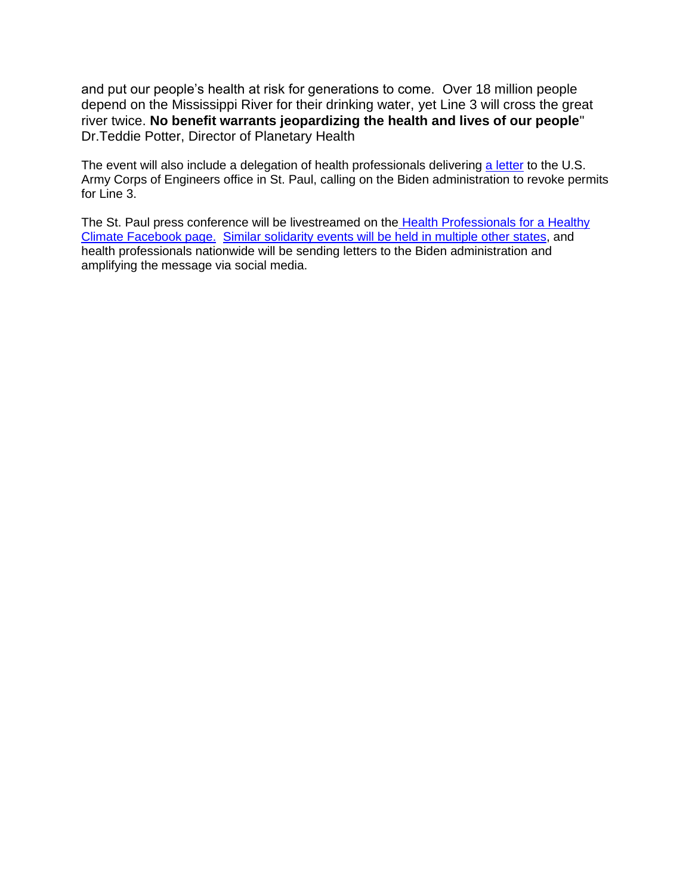and put our people's health at risk for generations to come. Over 18 million people depend on the Mississippi River for their drinking water, yet Line 3 will cross the great river twice. **No benefit warrants jeopardizing the health and lives of our people**" Dr.Teddie Potter, Director of Planetary Health

The event will also include a delegation of health professionals delivering a letter to the U.S. Army Corps of Engineers office in St. Paul, calling on the Biden administration to revoke permits for Line 3.

The St. Paul press conference will be livestreamed on the Health Professionals for a Healthy Climate Facebook page. Similar solidarity events will be held in multiple other states, and health professionals nationwide will be sending letters to the Biden administration and amplifying the message via social media.